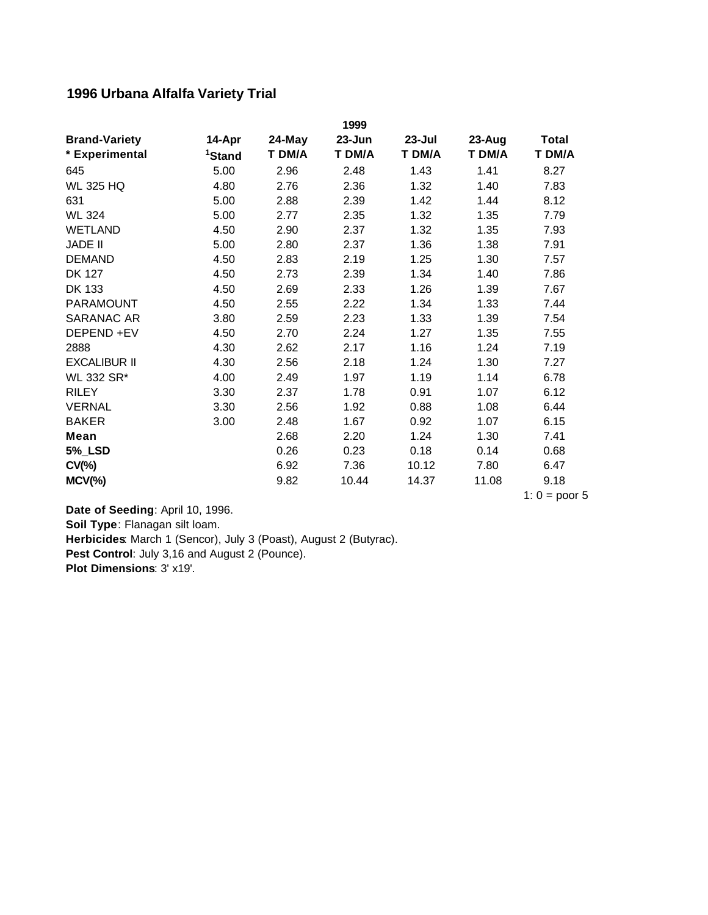# 1996 Urbana Alfalfa Variety Trial

| Brand-Variety | 14-Apr | 24-May | 1999<br>23-Jun | 23-Jul | 23-Aug | Total |
|---|---|---|---|---|---|---|
| * Experimental | [1]Stand | T DM/A | T DM/A | T DM/A | T DM/A | T DM/A |
| 645 | 5.00 | 2.96 | 2.48 | 1.43 | 1.41 | 8.27 |
| WL 325 HQ | 4.80 | 2.76 | 2.36 | 1.32 | 1.40 | 7.83 |
| 631 | 5.00 | 2.88 | 2.39 | 1.42 | 1.44 | 8.12 |
| WL 324 | 5.00 | 2.77 | 2.35 | 1.32 | 1.35 | 7.79 |
| WETLAND | 4.50 | 2.90 | 2.37 | 1.32 | 1.35 | 7.93 |
| JADE II | 5.00 | 2.80 | 2.37 | 1.36 | 1.38 | 7.91 |
| DEMAND | 4.50 | 2.83 | 2.19 | 1.25 | 1.30 | 7.57 |
| DK 127 | 4.50 | 2.73 | 2.39 | 1.34 | 1.40 | 7.86 |
| DK 133 | 4.50 | 2.69 | 2.33 | 1.26 | 1.39 | 7.67 |
| PARAMOUNT | 4.50 | 2.55 | 2.22 | 1.34 | 1.33 | 7.44 |
| SARANAC AR | 3.80 | 2.59 | 2.23 | 1.33 | 1.39 | 7.54 |
| DEPEND +EV | 4.50 | 2.70 | 2.24 | 1.27 | 1.35 | 7.55 |
| 2888 | 4.30 | 2.62 | 2.17 | 1.16 | 1.24 | 7.19 |
| EXCALIBUR II | 4.30 | 2.56 | 2.18 | 1.24 | 1.30 | 7.27 |
| WL 332 SR* | 4.00 | 2.49 | 1.97 | 1.19 | 1.14 | 6.78 |
| RILEY | 3.30 | 2.37 | 1.78 | 0.91 | 1.07 | 6.12 |
| VERNAL | 3.30 | 2.56 | 1.92 | 0.88 | 1.08 | 6.44 |
| BAKER | 3.00 | 2.48 | 1.67 | 0.92 | 1.07 | 6.15 |
| **Mean** | | 2.68 | 2.20 | 1.24 | 1.30 | 7.41 |
| **5%_LSD** | | 0.26 | 0.23 | 0.18 | 0.14 | 0.68 |
| **CV(%)** | | 6.92 | 7.36 | 10.12 | 7.80 | 6.47 |
| **MCV(%)** | | 9.82 | 10.44 | 14.37 | 11.08 | 9.18 |

1: 0 = poor 5

**Date of Seeding**: April 10, 1996.

**Soil Type**: Flanagan silt loam.

**Herbicides**: March 1 (Sencor), July 3 (Poast), August 2 (Butyrac).

**Pest Control**: July 3,16 and August 2 (Pounce).

**Plot Dimensions**: 3' x19'.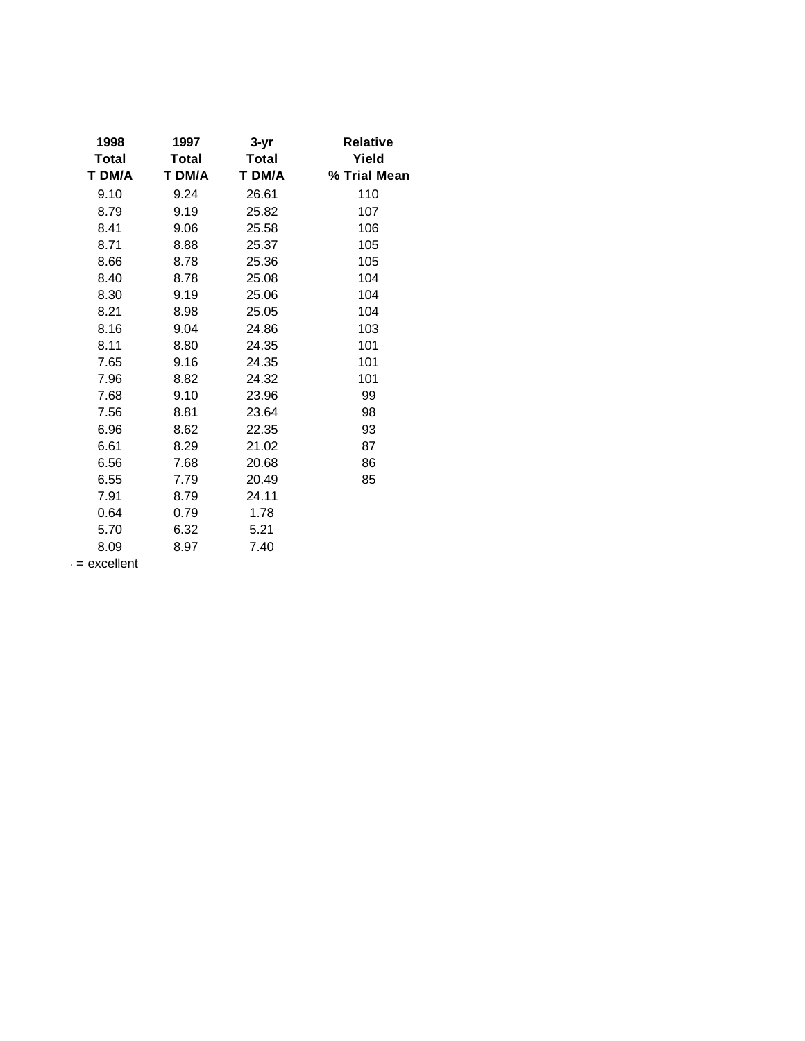| 1998 Total T DM/A | 1997 Total T DM/A | 3-yr Total T DM/A | Relative Yield % Trial Mean |
|---|---|---|---|
| 9.10 | 9.24 | 26.61 | 110 |
| 8.79 | 9.19 | 25.82 | 107 |
| 8.41 | 9.06 | 25.58 | 106 |
| 8.71 | 8.88 | 25.37 | 105 |
| 8.66 | 8.78 | 25.36 | 105 |
| 8.40 | 8.78 | 25.08 | 104 |
| 8.30 | 9.19 | 25.06 | 104 |
| 8.21 | 8.98 | 25.05 | 104 |
| 8.16 | 9.04 | 24.86 | 103 |
| 8.11 | 8.80 | 24.35 | 101 |
| 7.65 | 9.16 | 24.35 | 101 |
| 7.96 | 8.82 | 24.32 | 101 |
| 7.68 | 9.10 | 23.96 | 99 |
| 7.56 | 8.81 | 23.64 | 98 |
| 6.96 | 8.62 | 22.35 | 93 |
| 6.61 | 8.29 | 21.02 | 87 |
| 6.56 | 7.68 | 20.68 | 86 |
| 6.55 | 7.79 | 20.49 | 85 |
| 7.91 | 8.79 | 24.11 | |
| 0.64 | 0.79 | 1.78 | |
| 5.70 | 6.32 | 5.21 | |
| 8.09 | 8.97 | 7.40 | |

= excellent